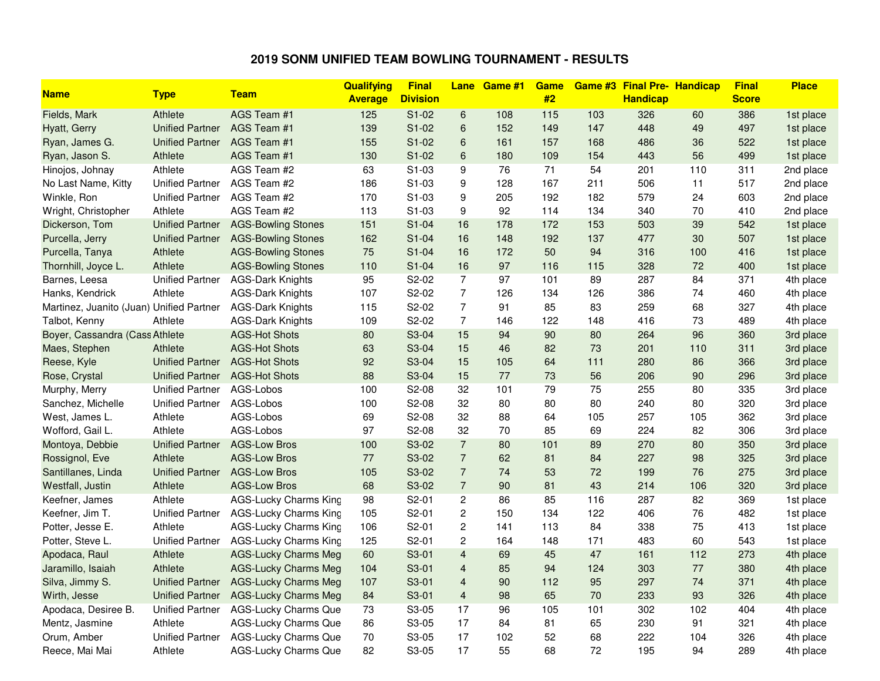# 2019 SONM UNIFIED TEAM BOWLING TOURNAMENT - RESULTS

| Name | Type | Team | Qualifying Average | Final Division | Lane | Game #1 | Game #2 | Game #3 | Final Pre-Handicap | Handicap | Final Score | Place |
|---|---|---|---|---|---|---|---|---|---|---|---|---|
| Fields, Mark | Athlete | AGS Team #1 | 125 | S1-02 | 6 | 108 | 115 | 103 | 326 | 60 | 386 | 1st place |
| Hyatt, Gerry | Unified Partner | AGS Team #1 | 139 | S1-02 | 6 | 152 | 149 | 147 | 448 | 49 | 497 | 1st place |
| Ryan, James G. | Unified Partner | AGS Team #1 | 155 | S1-02 | 6 | 161 | 157 | 168 | 486 | 36 | 522 | 1st place |
| Ryan, Jason S. | Athlete | AGS Team #1 | 130 | S1-02 | 6 | 180 | 109 | 154 | 443 | 56 | 499 | 1st place |
| Hinojos, Johnay | Athlete | AGS Team #2 | 63 | S1-03 | 9 | 76 | 71 | 54 | 201 | 110 | 311 | 2nd place |
| No Last Name, Kitty | Unified Partner | AGS Team #2 | 186 | S1-03 | 9 | 128 | 167 | 211 | 506 | 11 | 517 | 2nd place |
| Winkle, Ron | Unified Partner | AGS Team #2 | 170 | S1-03 | 9 | 205 | 192 | 182 | 579 | 24 | 603 | 2nd place |
| Wright, Christopher | Athlete | AGS Team #2 | 113 | S1-03 | 9 | 92 | 114 | 134 | 340 | 70 | 410 | 2nd place |
| Dickerson, Tom | Unified Partner | AGS-Bowling Stones | 151 | S1-04 | 16 | 178 | 172 | 153 | 503 | 39 | 542 | 1st place |
| Purcella, Jerry | Unified Partner | AGS-Bowling Stones | 162 | S1-04 | 16 | 148 | 192 | 137 | 477 | 30 | 507 | 1st place |
| Purcella, Tanya | Athlete | AGS-Bowling Stones | 75 | S1-04 | 16 | 172 | 50 | 94 | 316 | 100 | 416 | 1st place |
| Thornhill, Joyce L. | Athlete | AGS-Bowling Stones | 110 | S1-04 | 16 | 97 | 116 | 115 | 328 | 72 | 400 | 1st place |
| Barnes, Leesa | Unified Partner | AGS-Dark Knights | 95 | S2-02 | 7 | 97 | 101 | 89 | 287 | 84 | 371 | 4th place |
| Hanks, Kendrick | Athlete | AGS-Dark Knights | 107 | S2-02 | 7 | 126 | 134 | 126 | 386 | 74 | 460 | 4th place |
| Martinez, Juanito (Juan) | Unified Partner | AGS-Dark Knights | 115 | S2-02 | 7 | 91 | 85 | 83 | 259 | 68 | 327 | 4th place |
| Talbot, Kenny | Athlete | AGS-Dark Knights | 109 | S2-02 | 7 | 146 | 122 | 148 | 416 | 73 | 489 | 4th place |
| Boyer, Cassandra (Cass | Athlete | AGS-Hot Shots | 80 | S3-04 | 15 | 94 | 90 | 80 | 264 | 96 | 360 | 3rd place |
| Maes, Stephen | Athlete | AGS-Hot Shots | 63 | S3-04 | 15 | 46 | 82 | 73 | 201 | 110 | 311 | 3rd place |
| Reese, Kyle | Unified Partner | AGS-Hot Shots | 92 | S3-04 | 15 | 105 | 64 | 111 | 280 | 86 | 366 | 3rd place |
| Rose, Crystal | Unified Partner | AGS-Hot Shots | 88 | S3-04 | 15 | 77 | 73 | 56 | 206 | 90 | 296 | 3rd place |
| Murphy, Merry | Unified Partner | AGS-Lobos | 100 | S2-08 | 32 | 101 | 79 | 75 | 255 | 80 | 335 | 3rd place |
| Sanchez, Michelle | Unified Partner | AGS-Lobos | 100 | S2-08 | 32 | 80 | 80 | 80 | 240 | 80 | 320 | 3rd place |
| West, James L. | Athlete | AGS-Lobos | 69 | S2-08 | 32 | 88 | 64 | 105 | 257 | 105 | 362 | 3rd place |
| Wofford, Gail L. | Athlete | AGS-Lobos | 97 | S2-08 | 32 | 70 | 85 | 69 | 224 | 82 | 306 | 3rd place |
| Montoya, Debbie | Unified Partner | AGS-Low Bros | 100 | S3-02 | 7 | 80 | 101 | 89 | 270 | 80 | 350 | 3rd place |
| Rossignol, Eve | Athlete | AGS-Low Bros | 77 | S3-02 | 7 | 62 | 81 | 84 | 227 | 98 | 325 | 3rd place |
| Santillanes, Linda | Unified Partner | AGS-Low Bros | 105 | S3-02 | 7 | 74 | 53 | 72 | 199 | 76 | 275 | 3rd place |
| Westfall, Justin | Athlete | AGS-Low Bros | 68 | S3-02 | 7 | 90 | 81 | 43 | 214 | 106 | 320 | 3rd place |
| Keefner, James | Athlete | AGS-Lucky Charms King | 98 | S2-01 | 2 | 86 | 85 | 116 | 287 | 82 | 369 | 1st place |
| Keefner, Jim T. | Unified Partner | AGS-Lucky Charms King | 105 | S2-01 | 2 | 150 | 134 | 122 | 406 | 76 | 482 | 1st place |
| Potter, Jesse E. | Athlete | AGS-Lucky Charms King | 106 | S2-01 | 2 | 141 | 113 | 84 | 338 | 75 | 413 | 1st place |
| Potter, Steve L. | Unified Partner | AGS-Lucky Charms King | 125 | S2-01 | 2 | 164 | 148 | 171 | 483 | 60 | 543 | 1st place |
| Apodaca, Raul | Athlete | AGS-Lucky Charms Meg | 60 | S3-01 | 4 | 69 | 45 | 47 | 161 | 112 | 273 | 4th place |
| Jaramillo, Isaiah | Athlete | AGS-Lucky Charms Meg | 104 | S3-01 | 4 | 85 | 94 | 124 | 303 | 77 | 380 | 4th place |
| Silva, Jimmy S. | Unified Partner | AGS-Lucky Charms Meg | 107 | S3-01 | 4 | 90 | 112 | 95 | 297 | 74 | 371 | 4th place |
| Wirth, Jesse | Unified Partner | AGS-Lucky Charms Meg | 84 | S3-01 | 4 | 98 | 65 | 70 | 233 | 93 | 326 | 4th place |
| Apodaca, Desiree B. | Unified Partner | AGS-Lucky Charms Que | 73 | S3-05 | 17 | 96 | 105 | 101 | 302 | 102 | 404 | 4th place |
| Mentz, Jasmine | Athlete | AGS-Lucky Charms Que | 86 | S3-05 | 17 | 84 | 81 | 65 | 230 | 91 | 321 | 4th place |
| Orum, Amber | Unified Partner | AGS-Lucky Charms Que | 70 | S3-05 | 17 | 102 | 52 | 68 | 222 | 104 | 326 | 4th place |
| Reece, Mai Mai | Athlete | AGS-Lucky Charms Que | 82 | S3-05 | 17 | 55 | 68 | 72 | 195 | 94 | 289 | 4th place |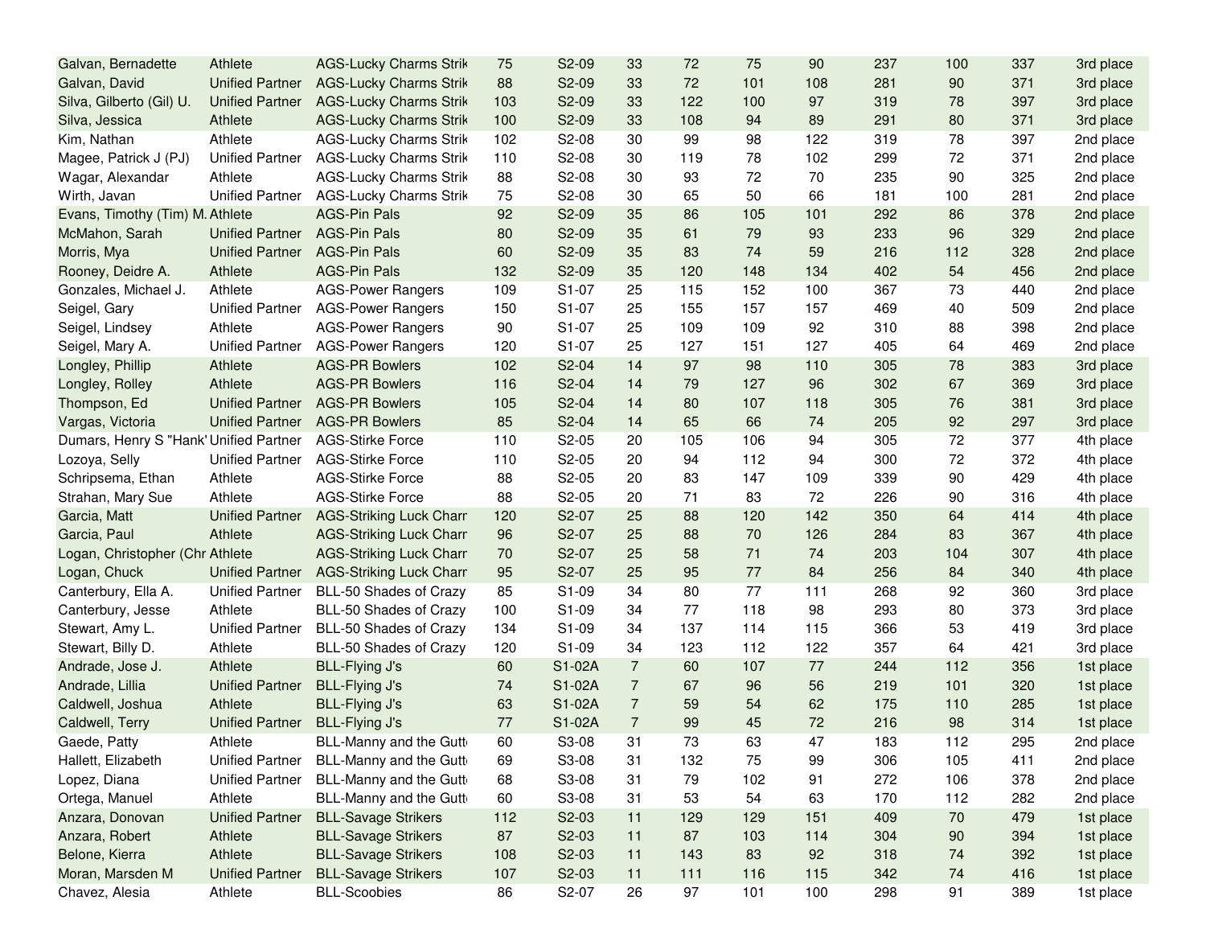| | | | | | | | | | | | | |
|---|---|---|---|---|---|---|---|---|---|---|---|---|
| Galvan, Bernadette | Athlete | AGS-Lucky Charms Strik | 75 | S2-09 | 33 | 72 | 75 | 90 | 237 | 100 | 337 | 3rd place |
| Galvan, David | Unified Partner | AGS-Lucky Charms Strik | 88 | S2-09 | 33 | 72 | 101 | 108 | 281 | 90 | 371 | 3rd place |
| Silva, Gilberto (Gil) U. | Unified Partner | AGS-Lucky Charms Strik | 103 | S2-09 | 33 | 122 | 100 | 97 | 319 | 78 | 397 | 3rd place |
| Silva, Jessica | Athlete | AGS-Lucky Charms Strik | 100 | S2-09 | 33 | 108 | 94 | 89 | 291 | 80 | 371 | 3rd place |
| Kim, Nathan | Athlete | AGS-Lucky Charms Strik | 102 | S2-08 | 30 | 99 | 98 | 122 | 319 | 78 | 397 | 2nd place |
| Magee, Patrick J (PJ) | Unified Partner | AGS-Lucky Charms Strik | 110 | S2-08 | 30 | 119 | 78 | 102 | 299 | 72 | 371 | 2nd place |
| Wagar, Alexandar | Athlete | AGS-Lucky Charms Strik | 88 | S2-08 | 30 | 93 | 72 | 70 | 235 | 90 | 325 | 2nd place |
| Wirth, Javan | Unified Partner | AGS-Lucky Charms Strik | 75 | S2-08 | 30 | 65 | 50 | 66 | 181 | 100 | 281 | 2nd place |
| Evans, Timothy (Tim) M. | Athlete | AGS-Pin Pals | 92 | S2-09 | 35 | 86 | 105 | 101 | 292 | 86 | 378 | 2nd place |
| McMahon, Sarah | Unified Partner | AGS-Pin Pals | 80 | S2-09 | 35 | 61 | 79 | 93 | 233 | 96 | 329 | 2nd place |
| Morris, Mya | Unified Partner | AGS-Pin Pals | 60 | S2-09 | 35 | 83 | 74 | 59 | 216 | 112 | 328 | 2nd place |
| Rooney, Deidre A. | Athlete | AGS-Pin Pals | 132 | S2-09 | 35 | 120 | 148 | 134 | 402 | 54 | 456 | 2nd place |
| Gonzales, Michael J. | Athlete | AGS-Power Rangers | 109 | S1-07 | 25 | 115 | 152 | 100 | 367 | 73 | 440 | 2nd place |
| Seigel, Gary | Unified Partner | AGS-Power Rangers | 150 | S1-07 | 25 | 155 | 157 | 157 | 469 | 40 | 509 | 2nd place |
| Seigel, Lindsey | Athlete | AGS-Power Rangers | 90 | S1-07 | 25 | 109 | 109 | 92 | 310 | 88 | 398 | 2nd place |
| Seigel, Mary A. | Unified Partner | AGS-Power Rangers | 120 | S1-07 | 25 | 127 | 151 | 127 | 405 | 64 | 469 | 2nd place |
| Longley, Phillip | Athlete | AGS-PR Bowlers | 102 | S2-04 | 14 | 97 | 98 | 110 | 305 | 78 | 383 | 3rd place |
| Longley, Rolley | Athlete | AGS-PR Bowlers | 116 | S2-04 | 14 | 79 | 127 | 96 | 302 | 67 | 369 | 3rd place |
| Thompson, Ed | Unified Partner | AGS-PR Bowlers | 105 | S2-04 | 14 | 80 | 107 | 118 | 305 | 76 | 381 | 3rd place |
| Vargas, Victoria | Unified Partner | AGS-PR Bowlers | 85 | S2-04 | 14 | 65 | 66 | 74 | 205 | 92 | 297 | 3rd place |
| Dumars, Henry S "Hank" | Unified Partner | AGS-Stirke Force | 110 | S2-05 | 20 | 105 | 106 | 94 | 305 | 72 | 377 | 4th place |
| Lozoya, Selly | Unified Partner | AGS-Stirke Force | 110 | S2-05 | 20 | 94 | 112 | 94 | 300 | 72 | 372 | 4th place |
| Schripsema, Ethan | Athlete | AGS-Stirke Force | 88 | S2-05 | 20 | 83 | 147 | 109 | 339 | 90 | 429 | 4th place |
| Strahan, Mary Sue | Athlete | AGS-Stirke Force | 88 | S2-05 | 20 | 71 | 83 | 72 | 226 | 90 | 316 | 4th place |
| Garcia, Matt | Unified Partner | AGS-Striking Luck Charr | 120 | S2-07 | 25 | 88 | 120 | 142 | 350 | 64 | 414 | 4th place |
| Garcia, Paul | Athlete | AGS-Striking Luck Charr | 96 | S2-07 | 25 | 88 | 70 | 126 | 284 | 83 | 367 | 4th place |
| Logan, Christopher (Chr | Athlete | AGS-Striking Luck Charr | 70 | S2-07 | 25 | 58 | 71 | 74 | 203 | 104 | 307 | 4th place |
| Logan, Chuck | Unified Partner | AGS-Striking Luck Charr | 95 | S2-07 | 25 | 95 | 77 | 84 | 256 | 84 | 340 | 4th place |
| Canterbury, Ella A. | Unified Partner | BLL-50 Shades of Crazy | 85 | S1-09 | 34 | 80 | 77 | 111 | 268 | 92 | 360 | 3rd place |
| Canterbury, Jesse | Athlete | BLL-50 Shades of Crazy | 100 | S1-09 | 34 | 77 | 118 | 98 | 293 | 80 | 373 | 3rd place |
| Stewart, Amy L. | Unified Partner | BLL-50 Shades of Crazy | 134 | S1-09 | 34 | 137 | 114 | 115 | 366 | 53 | 419 | 3rd place |
| Stewart, Billy D. | Athlete | BLL-50 Shades of Crazy | 120 | S1-09 | 34 | 123 | 112 | 122 | 357 | 64 | 421 | 3rd place |
| Andrade, Jose J. | Athlete | BLL-Flying J's | 60 | S1-02A | 7 | 60 | 107 | 77 | 244 | 112 | 356 | 1st place |
| Andrade, Lillia | Unified Partner | BLL-Flying J's | 74 | S1-02A | 7 | 67 | 96 | 56 | 219 | 101 | 320 | 1st place |
| Caldwell, Joshua | Athlete | BLL-Flying J's | 63 | S1-02A | 7 | 59 | 54 | 62 | 175 | 110 | 285 | 1st place |
| Caldwell, Terry | Unified Partner | BLL-Flying J's | 77 | S1-02A | 7 | 99 | 45 | 72 | 216 | 98 | 314 | 1st place |
| Gaede, Patty | Athlete | BLL-Manny and the Gutt | 60 | S3-08 | 31 | 73 | 63 | 47 | 183 | 112 | 295 | 2nd place |
| Hallett, Elizabeth | Unified Partner | BLL-Manny and the Gutt | 69 | S3-08 | 31 | 132 | 75 | 99 | 306 | 105 | 411 | 2nd place |
| Lopez, Diana | Unified Partner | BLL-Manny and the Gutt | 68 | S3-08 | 31 | 79 | 102 | 91 | 272 | 106 | 378 | 2nd place |
| Ortega, Manuel | Athlete | BLL-Manny and the Gutt | 60 | S3-08 | 31 | 53 | 54 | 63 | 170 | 112 | 282 | 2nd place |
| Anzara, Donovan | Unified Partner | BLL-Savage Strikers | 112 | S2-03 | 11 | 129 | 129 | 151 | 409 | 70 | 479 | 1st place |
| Anzara, Robert | Athlete | BLL-Savage Strikers | 87 | S2-03 | 11 | 87 | 103 | 114 | 304 | 90 | 394 | 1st place |
| Belone, Kierra | Athlete | BLL-Savage Strikers | 108 | S2-03 | 11 | 143 | 83 | 92 | 318 | 74 | 392 | 1st place |
| Moran, Marsden M | Unified Partner | BLL-Savage Strikers | 107 | S2-03 | 11 | 111 | 116 | 115 | 342 | 74 | 416 | 1st place |
| Chavez, Alesia | Athlete | BLL-Scoobies | 86 | S2-07 | 26 | 97 | 101 | 100 | 298 | 91 | 389 | 1st place |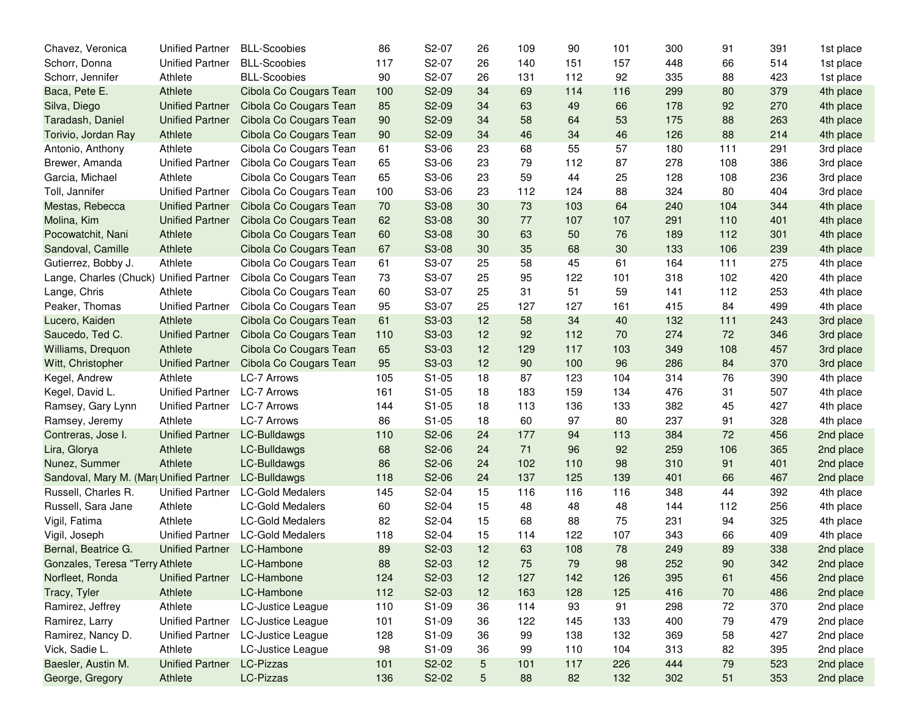| | | | | | | | | | | | | |
|---|---|---|---|---|---|---|---|---|---|---|---|---|
| Chavez, Veronica | Unified Partner | BLL-Scoobies | 86 | S2-07 | 26 | 109 | 90 | 101 | 300 | 91 | 391 | 1st place |
| Schorr, Donna | Unified Partner | BLL-Scoobies | 117 | S2-07 | 26 | 140 | 151 | 157 | 448 | 66 | 514 | 1st place |
| Schorr, Jennifer | Athlete | BLL-Scoobies | 90 | S2-07 | 26 | 131 | 112 | 92 | 335 | 88 | 423 | 1st place |
| Baca, Pete E. | Athlete | Cibola Co Cougars Tean | 100 | S2-09 | 34 | 69 | 114 | 116 | 299 | 80 | 379 | 4th place |
| Silva, Diego | Unified Partner | Cibola Co Cougars Tean | 85 | S2-09 | 34 | 63 | 49 | 66 | 178 | 92 | 270 | 4th place |
| Taradash, Daniel | Unified Partner | Cibola Co Cougars Tean | 90 | S2-09 | 34 | 58 | 64 | 53 | 175 | 88 | 263 | 4th place |
| Torivio, Jordan Ray | Athlete | Cibola Co Cougars Tean | 90 | S2-09 | 34 | 46 | 34 | 46 | 126 | 88 | 214 | 4th place |
| Antonio, Anthony | Athlete | Cibola Co Cougars Tean | 61 | S3-06 | 23 | 68 | 55 | 57 | 180 | 111 | 291 | 3rd place |
| Brewer, Amanda | Unified Partner | Cibola Co Cougars Tean | 65 | S3-06 | 23 | 79 | 112 | 87 | 278 | 108 | 386 | 3rd place |
| Garcia, Michael | Athlete | Cibola Co Cougars Tean | 65 | S3-06 | 23 | 59 | 44 | 25 | 128 | 108 | 236 | 3rd place |
| Toll, Jannifer | Unified Partner | Cibola Co Cougars Tean | 100 | S3-06 | 23 | 112 | 124 | 88 | 324 | 80 | 404 | 3rd place |
| Mestas, Rebecca | Unified Partner | Cibola Co Cougars Tean | 70 | S3-08 | 30 | 73 | 103 | 64 | 240 | 104 | 344 | 4th place |
| Molina, Kim | Unified Partner | Cibola Co Cougars Tean | 62 | S3-08 | 30 | 77 | 107 | 107 | 291 | 110 | 401 | 4th place |
| Pocowatchit, Nani | Athlete | Cibola Co Cougars Tean | 60 | S3-08 | 30 | 63 | 50 | 76 | 189 | 112 | 301 | 4th place |
| Sandoval, Camille | Athlete | Cibola Co Cougars Tean | 67 | S3-08 | 30 | 35 | 68 | 30 | 133 | 106 | 239 | 4th place |
| Gutierrez, Bobby J. | Athlete | Cibola Co Cougars Tean | 61 | S3-07 | 25 | 58 | 45 | 61 | 164 | 111 | 275 | 4th place |
| Lange, Charles (Chuck) | Unified Partner | Cibola Co Cougars Tean | 73 | S3-07 | 25 | 95 | 122 | 101 | 318 | 102 | 420 | 4th place |
| Lange, Chris | Athlete | Cibola Co Cougars Tean | 60 | S3-07 | 25 | 31 | 51 | 59 | 141 | 112 | 253 | 4th place |
| Peaker, Thomas | Unified Partner | Cibola Co Cougars Tean | 95 | S3-07 | 25 | 127 | 127 | 161 | 415 | 84 | 499 | 4th place |
| Lucero, Kaiden | Athlete | Cibola Co Cougars Tean | 61 | S3-03 | 12 | 58 | 34 | 40 | 132 | 111 | 243 | 3rd place |
| Saucedo, Ted C. | Unified Partner | Cibola Co Cougars Tean | 110 | S3-03 | 12 | 92 | 112 | 70 | 274 | 72 | 346 | 3rd place |
| Williams, Drequon | Athlete | Cibola Co Cougars Tean | 65 | S3-03 | 12 | 129 | 117 | 103 | 349 | 108 | 457 | 3rd place |
| Witt, Christopher | Unified Partner | Cibola Co Cougars Tean | 95 | S3-03 | 12 | 90 | 100 | 96 | 286 | 84 | 370 | 3rd place |
| Kegel, Andrew | Athlete | LC-7 Arrows | 105 | S1-05 | 18 | 87 | 123 | 104 | 314 | 76 | 390 | 4th place |
| Kegel, David L. | Unified Partner | LC-7 Arrows | 161 | S1-05 | 18 | 183 | 159 | 134 | 476 | 31 | 507 | 4th place |
| Ramsey, Gary Lynn | Unified Partner | LC-7 Arrows | 144 | S1-05 | 18 | 113 | 136 | 133 | 382 | 45 | 427 | 4th place |
| Ramsey, Jeremy | Athlete | LC-7 Arrows | 86 | S1-05 | 18 | 60 | 97 | 80 | 237 | 91 | 328 | 4th place |
| Contreras, Jose I. | Unified Partner | LC-Bulldawgs | 110 | S2-06 | 24 | 177 | 94 | 113 | 384 | 72 | 456 | 2nd place |
| Lira, Glorya | Athlete | LC-Bulldawgs | 68 | S2-06 | 24 | 71 | 96 | 92 | 259 | 106 | 365 | 2nd place |
| Nunez, Summer | Athlete | LC-Bulldawgs | 86 | S2-06 | 24 | 102 | 110 | 98 | 310 | 91 | 401 | 2nd place |
| Sandoval, Mary M. (Marg | Unified Partner | LC-Bulldawgs | 118 | S2-06 | 24 | 137 | 125 | 139 | 401 | 66 | 467 | 2nd place |
| Russell, Charles R. | Unified Partner | LC-Gold Medalers | 145 | S2-04 | 15 | 116 | 116 | 116 | 348 | 44 | 392 | 4th place |
| Russell, Sara Jane | Athlete | LC-Gold Medalers | 60 | S2-04 | 15 | 48 | 48 | 48 | 144 | 112 | 256 | 4th place |
| Vigil, Fatima | Athlete | LC-Gold Medalers | 82 | S2-04 | 15 | 68 | 88 | 75 | 231 | 94 | 325 | 4th place |
| Vigil, Joseph | Unified Partner | LC-Gold Medalers | 118 | S2-04 | 15 | 114 | 122 | 107 | 343 | 66 | 409 | 4th place |
| Bernal, Beatrice G. | Unified Partner | LC-Hambone | 89 | S2-03 | 12 | 63 | 108 | 78 | 249 | 89 | 338 | 2nd place |
| Gonzales, Teresa "Terry | Athlete | LC-Hambone | 88 | S2-03 | 12 | 75 | 79 | 98 | 252 | 90 | 342 | 2nd place |
| Norfleet, Ronda | Unified Partner | LC-Hambone | 124 | S2-03 | 12 | 127 | 142 | 126 | 395 | 61 | 456 | 2nd place |
| Tracy, Tyler | Athlete | LC-Hambone | 112 | S2-03 | 12 | 163 | 128 | 125 | 416 | 70 | 486 | 2nd place |
| Ramirez, Jeffrey | Athlete | LC-Justice League | 110 | S1-09 | 36 | 114 | 93 | 91 | 298 | 72 | 370 | 2nd place |
| Ramirez, Larry | Unified Partner | LC-Justice League | 101 | S1-09 | 36 | 122 | 145 | 133 | 400 | 79 | 479 | 2nd place |
| Ramirez, Nancy D. | Unified Partner | LC-Justice League | 128 | S1-09 | 36 | 99 | 138 | 132 | 369 | 58 | 427 | 2nd place |
| Vick, Sadie L. | Athlete | LC-Justice League | 98 | S1-09 | 36 | 99 | 110 | 104 | 313 | 82 | 395 | 2nd place |
| Baesler, Austin M. | Unified Partner | LC-Pizzas | 101 | S2-02 | 5 | 101 | 117 | 226 | 444 | 79 | 523 | 2nd place |
| George, Gregory | Athlete | LC-Pizzas | 136 | S2-02 | 5 | 88 | 82 | 132 | 302 | 51 | 353 | 2nd place |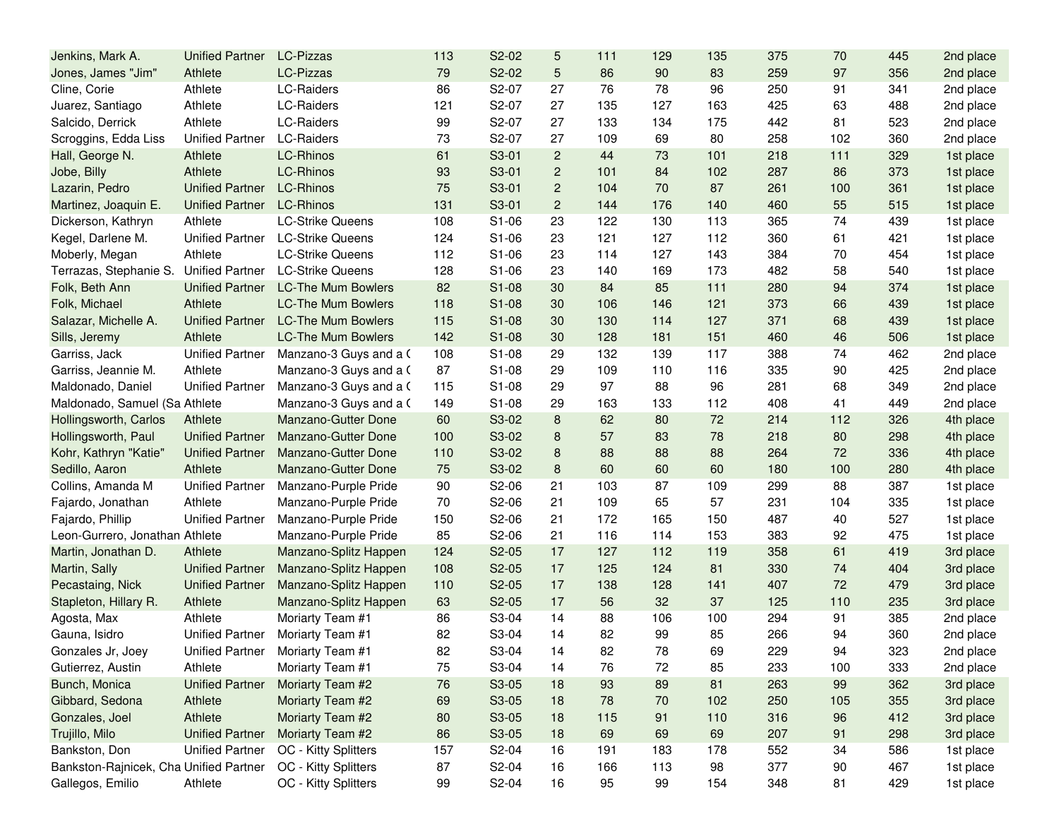| | | | | | | | | | | | | |
|---|---|---|---|---|---|---|---|---|---|---|---|---|
| Jenkins, Mark A. | Unified Partner | LC-Pizzas | 113 | S2-02 | 5 | 111 | 129 | 135 | 375 | 70 | 445 | 2nd place |
| Jones, James "Jim" | Athlete | LC-Pizzas | 79 | S2-02 | 5 | 86 | 90 | 83 | 259 | 97 | 356 | 2nd place |
| Cline, Corie | Athlete | LC-Raiders | 86 | S2-07 | 27 | 76 | 78 | 96 | 250 | 91 | 341 | 2nd place |
| Juarez, Santiago | Athlete | LC-Raiders | 121 | S2-07 | 27 | 135 | 127 | 163 | 425 | 63 | 488 | 2nd place |
| Salcido, Derrick | Athlete | LC-Raiders | 99 | S2-07 | 27 | 133 | 134 | 175 | 442 | 81 | 523 | 2nd place |
| Scroggins, Edda Liss | Unified Partner | LC-Raiders | 73 | S2-07 | 27 | 109 | 69 | 80 | 258 | 102 | 360 | 2nd place |
| Hall, George N. | Athlete | LC-Rhinos | 61 | S3-01 | 2 | 44 | 73 | 101 | 218 | 111 | 329 | 1st place |
| Jobe, Billy | Athlete | LC-Rhinos | 93 | S3-01 | 2 | 101 | 84 | 102 | 287 | 86 | 373 | 1st place |
| Lazarin, Pedro | Unified Partner | LC-Rhinos | 75 | S3-01 | 2 | 104 | 70 | 87 | 261 | 100 | 361 | 1st place |
| Martinez, Joaquin E. | Unified Partner | LC-Rhinos | 131 | S3-01 | 2 | 144 | 176 | 140 | 460 | 55 | 515 | 1st place |
| Dickerson, Kathryn | Athlete | LC-Strike Queens | 108 | S1-06 | 23 | 122 | 130 | 113 | 365 | 74 | 439 | 1st place |
| Kegel, Darlene M. | Unified Partner | LC-Strike Queens | 124 | S1-06 | 23 | 121 | 127 | 112 | 360 | 61 | 421 | 1st place |
| Moberly, Megan | Athlete | LC-Strike Queens | 112 | S1-06 | 23 | 114 | 127 | 143 | 384 | 70 | 454 | 1st place |
| Terrazas, Stephanie S. | Unified Partner | LC-Strike Queens | 128 | S1-06 | 23 | 140 | 169 | 173 | 482 | 58 | 540 | 1st place |
| Folk, Beth Ann | Unified Partner | LC-The Mum Bowlers | 82 | S1-08 | 30 | 84 | 85 | 111 | 280 | 94 | 374 | 1st place |
| Folk, Michael | Athlete | LC-The Mum Bowlers | 118 | S1-08 | 30 | 106 | 146 | 121 | 373 | 66 | 439 | 1st place |
| Salazar, Michelle A. | Unified Partner | LC-The Mum Bowlers | 115 | S1-08 | 30 | 130 | 114 | 127 | 371 | 68 | 439 | 1st place |
| Sills, Jeremy | Athlete | LC-The Mum Bowlers | 142 | S1-08 | 30 | 128 | 181 | 151 | 460 | 46 | 506 | 1st place |
| Garriss, Jack | Unified Partner | Manzano-3 Guys and a ( | 108 | S1-08 | 29 | 132 | 139 | 117 | 388 | 74 | 462 | 2nd place |
| Garriss, Jeannie M. | Athlete | Manzano-3 Guys and a ( | 87 | S1-08 | 29 | 109 | 110 | 116 | 335 | 90 | 425 | 2nd place |
| Maldonado, Daniel | Unified Partner | Manzano-3 Guys and a ( | 115 | S1-08 | 29 | 97 | 88 | 96 | 281 | 68 | 349 | 2nd place |
| Maldonado, Samuel (Sa | Athlete | Manzano-3 Guys and a ( | 149 | S1-08 | 29 | 163 | 133 | 112 | 408 | 41 | 449 | 2nd place |
| Hollingsworth, Carlos | Athlete | Manzano-Gutter Done | 60 | S3-02 | 8 | 62 | 80 | 72 | 214 | 112 | 326 | 4th place |
| Hollingsworth, Paul | Unified Partner | Manzano-Gutter Done | 100 | S3-02 | 8 | 57 | 83 | 78 | 218 | 80 | 298 | 4th place |
| Kohr, Kathryn "Katie" | Unified Partner | Manzano-Gutter Done | 110 | S3-02 | 8 | 88 | 88 | 88 | 264 | 72 | 336 | 4th place |
| Sedillo, Aaron | Athlete | Manzano-Gutter Done | 75 | S3-02 | 8 | 60 | 60 | 60 | 180 | 100 | 280 | 4th place |
| Collins, Amanda M | Unified Partner | Manzano-Purple Pride | 90 | S2-06 | 21 | 103 | 87 | 109 | 299 | 88 | 387 | 1st place |
| Fajardo, Jonathan | Athlete | Manzano-Purple Pride | 70 | S2-06 | 21 | 109 | 65 | 57 | 231 | 104 | 335 | 1st place |
| Fajardo, Phillip | Unified Partner | Manzano-Purple Pride | 150 | S2-06 | 21 | 172 | 165 | 150 | 487 | 40 | 527 | 1st place |
| Leon-Gurrero, Jonathan | Athlete | Manzano-Purple Pride | 85 | S2-06 | 21 | 116 | 114 | 153 | 383 | 92 | 475 | 1st place |
| Martin, Jonathan D. | Athlete | Manzano-Splitz Happen | 124 | S2-05 | 17 | 127 | 112 | 119 | 358 | 61 | 419 | 3rd place |
| Martin, Sally | Unified Partner | Manzano-Splitz Happen | 108 | S2-05 | 17 | 125 | 124 | 81 | 330 | 74 | 404 | 3rd place |
| Pecastaing, Nick | Unified Partner | Manzano-Splitz Happen | 110 | S2-05 | 17 | 138 | 128 | 141 | 407 | 72 | 479 | 3rd place |
| Stapleton, Hillary R. | Athlete | Manzano-Splitz Happen | 63 | S2-05 | 17 | 56 | 32 | 37 | 125 | 110 | 235 | 3rd place |
| Agosta, Max | Athlete | Moriarty Team #1 | 86 | S3-04 | 14 | 88 | 106 | 100 | 294 | 91 | 385 | 2nd place |
| Gauna, Isidro | Unified Partner | Moriarty Team #1 | 82 | S3-04 | 14 | 82 | 99 | 85 | 266 | 94 | 360 | 2nd place |
| Gonzales Jr, Joey | Unified Partner | Moriarty Team #1 | 82 | S3-04 | 14 | 82 | 78 | 69 | 229 | 94 | 323 | 2nd place |
| Gutierrez, Austin | Athlete | Moriarty Team #1 | 75 | S3-04 | 14 | 76 | 72 | 85 | 233 | 100 | 333 | 2nd place |
| Bunch, Monica | Unified Partner | Moriarty Team #2 | 76 | S3-05 | 18 | 93 | 89 | 81 | 263 | 99 | 362 | 3rd place |
| Gibbard, Sedona | Athlete | Moriarty Team #2 | 69 | S3-05 | 18 | 78 | 70 | 102 | 250 | 105 | 355 | 3rd place |
| Gonzales, Joel | Athlete | Moriarty Team #2 | 80 | S3-05 | 18 | 115 | 91 | 110 | 316 | 96 | 412 | 3rd place |
| Trujillo, Milo | Unified Partner | Moriarty Team #2 | 86 | S3-05 | 18 | 69 | 69 | 69 | 207 | 91 | 298 | 3rd place |
| Bankston, Don | Unified Partner | OC - Kitty Splitters | 157 | S2-04 | 16 | 191 | 183 | 178 | 552 | 34 | 586 | 1st place |
| Bankston-Rajnicek, Cha | Unified Partner | OC - Kitty Splitters | 87 | S2-04 | 16 | 166 | 113 | 98 | 377 | 90 | 467 | 1st place |
| Gallegos, Emilio | Athlete | OC - Kitty Splitters | 99 | S2-04 | 16 | 95 | 99 | 154 | 348 | 81 | 429 | 1st place |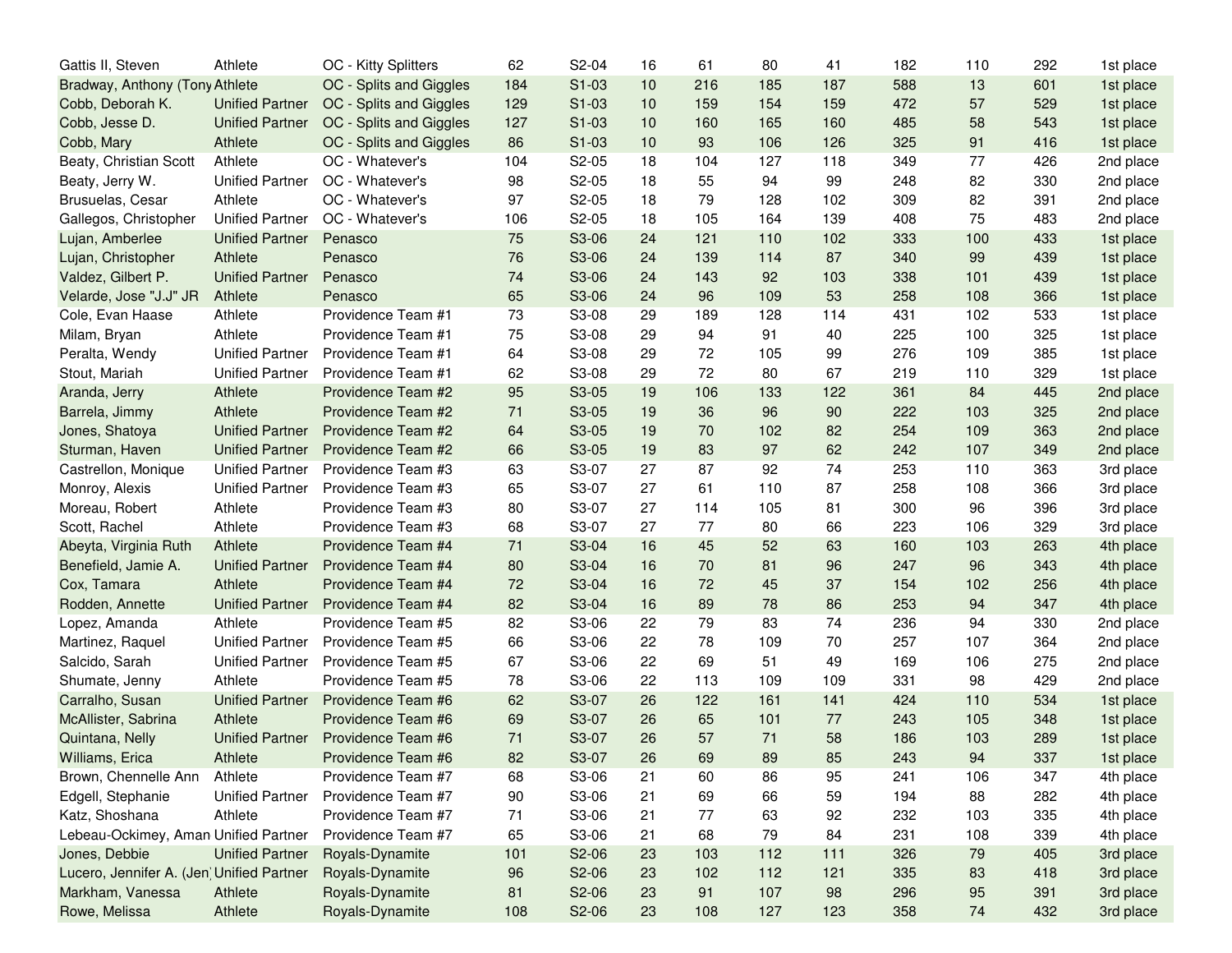| | | | | | | | | | | | | |
|---|---|---|---|---|---|---|---|---|---|---|---|---|
| Gattis II, Steven | Athlete | OC - Kitty Splitters | 62 | S2-04 | 16 | 61 | 80 | 41 | 182 | 110 | 292 | 1st place |
| Bradway, Anthony (Tony | Athlete | OC - Splits and Giggles | 184 | S1-03 | 10 | 216 | 185 | 187 | 588 | 13 | 601 | 1st place |
| Cobb, Deborah K. | Unified Partner | OC - Splits and Giggles | 129 | S1-03 | 10 | 159 | 154 | 159 | 472 | 57 | 529 | 1st place |
| Cobb, Jesse D. | Unified Partner | OC - Splits and Giggles | 127 | S1-03 | 10 | 160 | 165 | 160 | 485 | 58 | 543 | 1st place |
| Cobb, Mary | Athlete | OC - Splits and Giggles | 86 | S1-03 | 10 | 93 | 106 | 126 | 325 | 91 | 416 | 1st place |
| Beaty, Christian Scott | Athlete | OC - Whatever's | 104 | S2-05 | 18 | 104 | 127 | 118 | 349 | 77 | 426 | 2nd place |
| Beaty, Jerry W. | Unified Partner | OC - Whatever's | 98 | S2-05 | 18 | 55 | 94 | 99 | 248 | 82 | 330 | 2nd place |
| Brusuelas, Cesar | Athlete | OC - Whatever's | 97 | S2-05 | 18 | 79 | 128 | 102 | 309 | 82 | 391 | 2nd place |
| Gallegos, Christopher | Unified Partner | OC - Whatever's | 106 | S2-05 | 18 | 105 | 164 | 139 | 408 | 75 | 483 | 2nd place |
| Lujan, Amberlee | Unified Partner | Penasco | 75 | S3-06 | 24 | 121 | 110 | 102 | 333 | 100 | 433 | 1st place |
| Lujan, Christopher | Athlete | Penasco | 76 | S3-06 | 24 | 139 | 114 | 87 | 340 | 99 | 439 | 1st place |
| Valdez, Gilbert P. | Unified Partner | Penasco | 74 | S3-06 | 24 | 143 | 92 | 103 | 338 | 101 | 439 | 1st place |
| Velarde, Jose "J.J" JR | Athlete | Penasco | 65 | S3-06 | 24 | 96 | 109 | 53 | 258 | 108 | 366 | 1st place |
| Cole, Evan Haase | Athlete | Providence Team #1 | 73 | S3-08 | 29 | 189 | 128 | 114 | 431 | 102 | 533 | 1st place |
| Milam, Bryan | Athlete | Providence Team #1 | 75 | S3-08 | 29 | 94 | 91 | 40 | 225 | 100 | 325 | 1st place |
| Peralta, Wendy | Unified Partner | Providence Team #1 | 64 | S3-08 | 29 | 72 | 105 | 99 | 276 | 109 | 385 | 1st place |
| Stout, Mariah | Unified Partner | Providence Team #1 | 62 | S3-08 | 29 | 72 | 80 | 67 | 219 | 110 | 329 | 1st place |
| Aranda, Jerry | Athlete | Providence Team #2 | 95 | S3-05 | 19 | 106 | 133 | 122 | 361 | 84 | 445 | 2nd place |
| Barrela, Jimmy | Athlete | Providence Team #2 | 71 | S3-05 | 19 | 36 | 96 | 90 | 222 | 103 | 325 | 2nd place |
| Jones, Shatoya | Unified Partner | Providence Team #2 | 64 | S3-05 | 19 | 70 | 102 | 82 | 254 | 109 | 363 | 2nd place |
| Sturman, Haven | Unified Partner | Providence Team #2 | 66 | S3-05 | 19 | 83 | 97 | 62 | 242 | 107 | 349 | 2nd place |
| Castrellon, Monique | Unified Partner | Providence Team #3 | 63 | S3-07 | 27 | 87 | 92 | 74 | 253 | 110 | 363 | 3rd place |
| Monroy, Alexis | Unified Partner | Providence Team #3 | 65 | S3-07 | 27 | 61 | 110 | 87 | 258 | 108 | 366 | 3rd place |
| Moreau, Robert | Athlete | Providence Team #3 | 80 | S3-07 | 27 | 114 | 105 | 81 | 300 | 96 | 396 | 3rd place |
| Scott, Rachel | Athlete | Providence Team #3 | 68 | S3-07 | 27 | 77 | 80 | 66 | 223 | 106 | 329 | 3rd place |
| Abeyta, Virginia Ruth | Athlete | Providence Team #4 | 71 | S3-04 | 16 | 45 | 52 | 63 | 160 | 103 | 263 | 4th place |
| Benefield, Jamie A. | Unified Partner | Providence Team #4 | 80 | S3-04 | 16 | 70 | 81 | 96 | 247 | 96 | 343 | 4th place |
| Cox, Tamara | Athlete | Providence Team #4 | 72 | S3-04 | 16 | 72 | 45 | 37 | 154 | 102 | 256 | 4th place |
| Rodden, Annette | Unified Partner | Providence Team #4 | 82 | S3-04 | 16 | 89 | 78 | 86 | 253 | 94 | 347 | 4th place |
| Lopez, Amanda | Athlete | Providence Team #5 | 82 | S3-06 | 22 | 79 | 83 | 74 | 236 | 94 | 330 | 2nd place |
| Martinez, Raquel | Unified Partner | Providence Team #5 | 66 | S3-06 | 22 | 78 | 109 | 70 | 257 | 107 | 364 | 2nd place |
| Salcido, Sarah | Unified Partner | Providence Team #5 | 67 | S3-06 | 22 | 69 | 51 | 49 | 169 | 106 | 275 | 2nd place |
| Shumate, Jenny | Athlete | Providence Team #5 | 78 | S3-06 | 22 | 113 | 109 | 109 | 331 | 98 | 429 | 2nd place |
| Carralho, Susan | Unified Partner | Providence Team #6 | 62 | S3-07 | 26 | 122 | 161 | 141 | 424 | 110 | 534 | 1st place |
| McAllister, Sabrina | Athlete | Providence Team #6 | 69 | S3-07 | 26 | 65 | 101 | 77 | 243 | 105 | 348 | 1st place |
| Quintana, Nelly | Unified Partner | Providence Team #6 | 71 | S3-07 | 26 | 57 | 71 | 58 | 186 | 103 | 289 | 1st place |
| Williams, Erica | Athlete | Providence Team #6 | 82 | S3-07 | 26 | 69 | 89 | 85 | 243 | 94 | 337 | 1st place |
| Brown, Chennelle Ann | Athlete | Providence Team #7 | 68 | S3-06 | 21 | 60 | 86 | 95 | 241 | 106 | 347 | 4th place |
| Edgell, Stephanie | Unified Partner | Providence Team #7 | 90 | S3-06 | 21 | 69 | 66 | 59 | 194 | 88 | 282 | 4th place |
| Katz, Shoshana | Athlete | Providence Team #7 | 71 | S3-06 | 21 | 77 | 63 | 92 | 232 | 103 | 335 | 4th place |
| Lebeau-Ockimey, Aman | Unified Partner | Providence Team #7 | 65 | S3-06 | 21 | 68 | 79 | 84 | 231 | 108 | 339 | 4th place |
| Jones, Debbie | Unified Partner | Royals-Dynamite | 101 | S2-06 | 23 | 103 | 112 | 111 | 326 | 79 | 405 | 3rd place |
| Lucero, Jennifer A. (Jen | Unified Partner | Royals-Dynamite | 96 | S2-06 | 23 | 102 | 112 | 121 | 335 | 83 | 418 | 3rd place |
| Markham, Vanessa | Athlete | Royals-Dynamite | 81 | S2-06 | 23 | 91 | 107 | 98 | 296 | 95 | 391 | 3rd place |
| Rowe, Melissa | Athlete | Royals-Dynamite | 108 | S2-06 | 23 | 108 | 127 | 123 | 358 | 74 | 432 | 3rd place |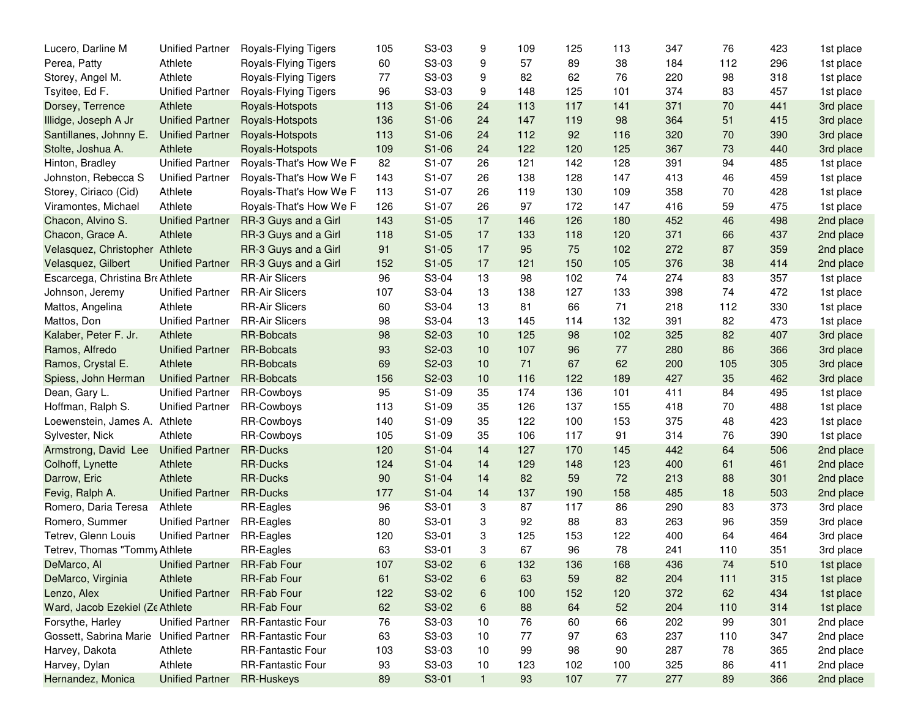| | | | | | | | | | | | | |
|---|---|---|---|---|---|---|---|---|---|---|---|---|
| Lucero, Darline M | Unified Partner | Royals-Flying Tigers | 105 | S3-03 | 9 | 109 | 125 | 113 | 347 | 76 | 423 | 1st place |
| Perea, Patty | Athlete | Royals-Flying Tigers | 60 | S3-03 | 9 | 57 | 89 | 38 | 184 | 112 | 296 | 1st place |
| Storey, Angel M. | Athlete | Royals-Flying Tigers | 77 | S3-03 | 9 | 82 | 62 | 76 | 220 | 98 | 318 | 1st place |
| Tsyitee, Ed F. | Unified Partner | Royals-Flying Tigers | 96 | S3-03 | 9 | 148 | 125 | 101 | 374 | 83 | 457 | 1st place |
| Dorsey, Terrence | Athlete | Royals-Hotspots | 113 | S1-06 | 24 | 113 | 117 | 141 | 371 | 70 | 441 | 3rd place |
| Illidge, Joseph A Jr | Unified Partner | Royals-Hotspots | 136 | S1-06 | 24 | 147 | 119 | 98 | 364 | 51 | 415 | 3rd place |
| Santillanes, Johnny E. | Unified Partner | Royals-Hotspots | 113 | S1-06 | 24 | 112 | 92 | 116 | 320 | 70 | 390 | 3rd place |
| Stolte, Joshua A. | Athlete | Royals-Hotspots | 109 | S1-06 | 24 | 122 | 120 | 125 | 367 | 73 | 440 | 3rd place |
| Hinton, Bradley | Unified Partner | Royals-That's How We F | 82 | S1-07 | 26 | 121 | 142 | 128 | 391 | 94 | 485 | 1st place |
| Johnston, Rebecca S | Unified Partner | Royals-That's How We F | 143 | S1-07 | 26 | 138 | 128 | 147 | 413 | 46 | 459 | 1st place |
| Storey, Ciriaco (Cid) | Athlete | Royals-That's How We F | 113 | S1-07 | 26 | 119 | 130 | 109 | 358 | 70 | 428 | 1st place |
| Viramontes, Michael | Athlete | Royals-That's How We F | 126 | S1-07 | 26 | 97 | 172 | 147 | 416 | 59 | 475 | 1st place |
| Chacon, Alvino S. | Unified Partner | RR-3 Guys and a Girl | 143 | S1-05 | 17 | 146 | 126 | 180 | 452 | 46 | 498 | 2nd place |
| Chacon, Grace A. | Athlete | RR-3 Guys and a Girl | 118 | S1-05 | 17 | 133 | 118 | 120 | 371 | 66 | 437 | 2nd place |
| Velasquez, Christopher | Athlete | RR-3 Guys and a Girl | 91 | S1-05 | 17 | 95 | 75 | 102 | 272 | 87 | 359 | 2nd place |
| Velasquez, Gilbert | Unified Partner | RR-3 Guys and a Girl | 152 | S1-05 | 17 | 121 | 150 | 105 | 376 | 38 | 414 | 2nd place |
| Escarcega, Christina Bre | Athlete | RR-Air Slicers | 96 | S3-04 | 13 | 98 | 102 | 74 | 274 | 83 | 357 | 1st place |
| Johnson, Jeremy | Unified Partner | RR-Air Slicers | 107 | S3-04 | 13 | 138 | 127 | 133 | 398 | 74 | 472 | 1st place |
| Mattos, Angelina | Athlete | RR-Air Slicers | 60 | S3-04 | 13 | 81 | 66 | 71 | 218 | 112 | 330 | 1st place |
| Mattos, Don | Unified Partner | RR-Air Slicers | 98 | S3-04 | 13 | 145 | 114 | 132 | 391 | 82 | 473 | 1st place |
| Kalaber, Peter F. Jr. | Athlete | RR-Bobcats | 98 | S2-03 | 10 | 125 | 98 | 102 | 325 | 82 | 407 | 3rd place |
| Ramos, Alfredo | Unified Partner | RR-Bobcats | 93 | S2-03 | 10 | 107 | 96 | 77 | 280 | 86 | 366 | 3rd place |
| Ramos, Crystal E. | Athlete | RR-Bobcats | 69 | S2-03 | 10 | 71 | 67 | 62 | 200 | 105 | 305 | 3rd place |
| Spiess, John Herman | Unified Partner | RR-Bobcats | 156 | S2-03 | 10 | 116 | 122 | 189 | 427 | 35 | 462 | 3rd place |
| Dean, Gary L. | Unified Partner | RR-Cowboys | 95 | S1-09 | 35 | 174 | 136 | 101 | 411 | 84 | 495 | 1st place |
| Hoffman, Ralph S. | Unified Partner | RR-Cowboys | 113 | S1-09 | 35 | 126 | 137 | 155 | 418 | 70 | 488 | 1st place |
| Loewenstein, James A. | Athlete | RR-Cowboys | 140 | S1-09 | 35 | 122 | 100 | 153 | 375 | 48 | 423 | 1st place |
| Sylvester, Nick | Athlete | RR-Cowboys | 105 | S1-09 | 35 | 106 | 117 | 91 | 314 | 76 | 390 | 1st place |
| Armstrong, David Lee | Unified Partner | RR-Ducks | 120 | S1-04 | 14 | 127 | 170 | 145 | 442 | 64 | 506 | 2nd place |
| Colhoff, Lynette | Athlete | RR-Ducks | 124 | S1-04 | 14 | 129 | 148 | 123 | 400 | 61 | 461 | 2nd place |
| Darrow, Eric | Athlete | RR-Ducks | 90 | S1-04 | 14 | 82 | 59 | 72 | 213 | 88 | 301 | 2nd place |
| Fevig, Ralph A. | Unified Partner | RR-Ducks | 177 | S1-04 | 14 | 137 | 190 | 158 | 485 | 18 | 503 | 2nd place |
| Romero, Daria Teresa | Athlete | RR-Eagles | 96 | S3-01 | 3 | 87 | 117 | 86 | 290 | 83 | 373 | 3rd place |
| Romero, Summer | Unified Partner | RR-Eagles | 80 | S3-01 | 3 | 92 | 88 | 83 | 263 | 96 | 359 | 3rd place |
| Tetrev, Glenn Louis | Unified Partner | RR-Eagles | 120 | S3-01 | 3 | 125 | 153 | 122 | 400 | 64 | 464 | 3rd place |
| Tetrev, Thomas "Tommy | Athlete | RR-Eagles | 63 | S3-01 | 3 | 67 | 96 | 78 | 241 | 110 | 351 | 3rd place |
| DeMarco, Al | Unified Partner | RR-Fab Four | 107 | S3-02 | 6 | 132 | 136 | 168 | 436 | 74 | 510 | 1st place |
| DeMarco, Virginia | Athlete | RR-Fab Four | 61 | S3-02 | 6 | 63 | 59 | 82 | 204 | 111 | 315 | 1st place |
| Lenzo, Alex | Unified Partner | RR-Fab Four | 122 | S3-02 | 6 | 100 | 152 | 120 | 372 | 62 | 434 | 1st place |
| Ward, Jacob Ezekiel (Ze | Athlete | RR-Fab Four | 62 | S3-02 | 6 | 88 | 64 | 52 | 204 | 110 | 314 | 1st place |
| Forsythe, Harley | Unified Partner | RR-Fantastic Four | 76 | S3-03 | 10 | 76 | 60 | 66 | 202 | 99 | 301 | 2nd place |
| Gossett, Sabrina Marie | Unified Partner | RR-Fantastic Four | 63 | S3-03 | 10 | 77 | 97 | 63 | 237 | 110 | 347 | 2nd place |
| Harvey, Dakota | Athlete | RR-Fantastic Four | 103 | S3-03 | 10 | 99 | 98 | 90 | 287 | 78 | 365 | 2nd place |
| Harvey, Dylan | Athlete | RR-Fantastic Four | 93 | S3-03 | 10 | 123 | 102 | 100 | 325 | 86 | 411 | 2nd place |
| Hernandez, Monica | Unified Partner | RR-Huskeys | 89 | S3-01 | 1 | 93 | 107 | 77 | 277 | 89 | 366 | 2nd place |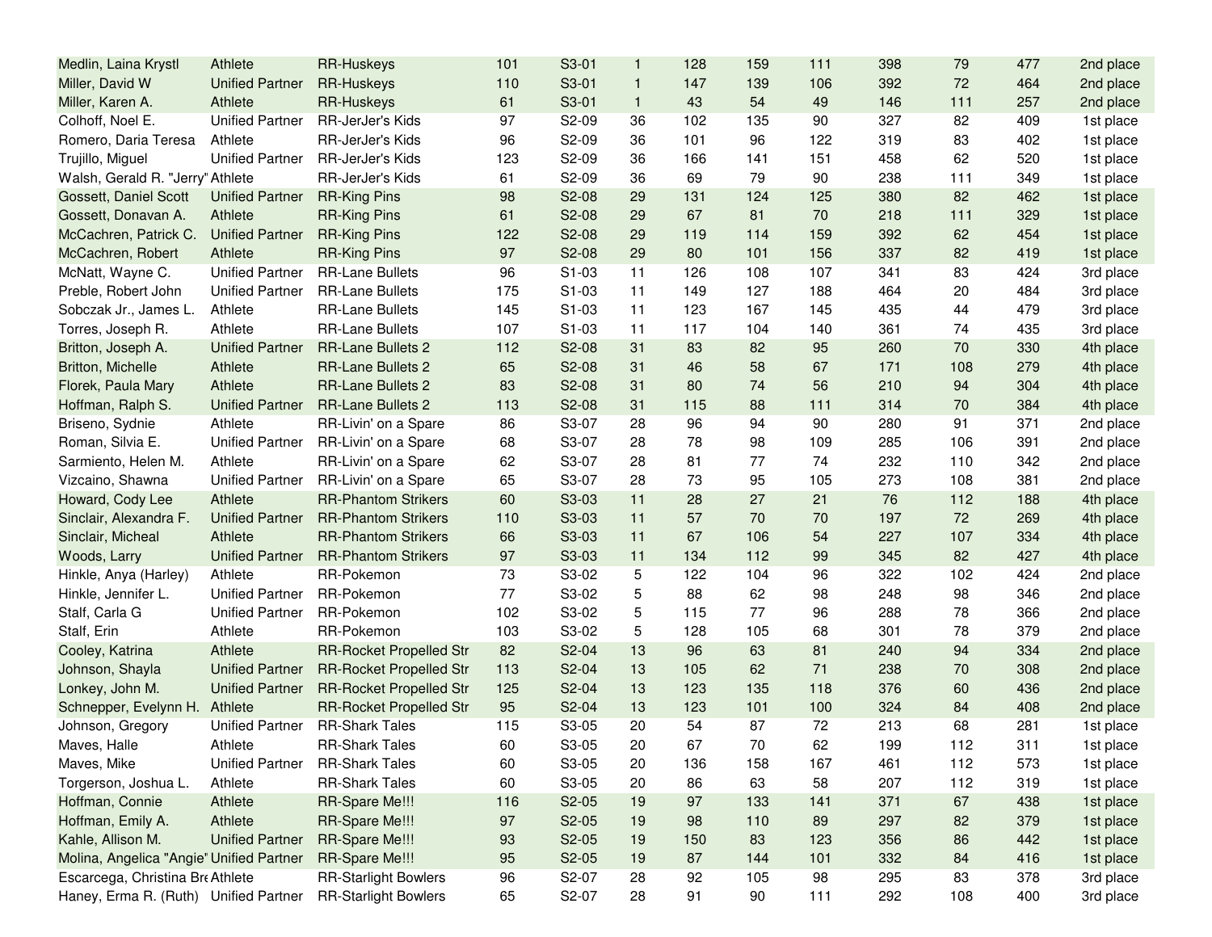| | | | | | | | | | | | | |
|---|---|---|---|---|---|---|---|---|---|---|---|---|
| Medlin, Laina Krystl | Athlete | RR-Huskeys | 101 | S3-01 | 1 | 128 | 159 | 111 | 398 | 79 | 477 | 2nd place |
| Miller, David W | Unified Partner | RR-Huskeys | 110 | S3-01 | 1 | 147 | 139 | 106 | 392 | 72 | 464 | 2nd place |
| Miller, Karen A. | Athlete | RR-Huskeys | 61 | S3-01 | 1 | 43 | 54 | 49 | 146 | 111 | 257 | 2nd place |
| Colhoff, Noel E. | Unified Partner | RR-JerJer's Kids | 97 | S2-09 | 36 | 102 | 135 | 90 | 327 | 82 | 409 | 1st place |
| Romero, Daria Teresa | Athlete | RR-JerJer's Kids | 96 | S2-09 | 36 | 101 | 96 | 122 | 319 | 83 | 402 | 1st place |
| Trujillo, Miguel | Unified Partner | RR-JerJer's Kids | 123 | S2-09 | 36 | 166 | 141 | 151 | 458 | 62 | 520 | 1st place |
| Walsh, Gerald R. "Jerry" | Athlete | RR-JerJer's Kids | 61 | S2-09 | 36 | 69 | 79 | 90 | 238 | 111 | 349 | 1st place |
| Gossett, Daniel Scott | Unified Partner | RR-King Pins | 98 | S2-08 | 29 | 131 | 124 | 125 | 380 | 82 | 462 | 1st place |
| Gossett, Donavan A. | Athlete | RR-King Pins | 61 | S2-08 | 29 | 67 | 81 | 70 | 218 | 111 | 329 | 1st place |
| McCachren, Patrick C. | Unified Partner | RR-King Pins | 122 | S2-08 | 29 | 119 | 114 | 159 | 392 | 62 | 454 | 1st place |
| McCachren, Robert | Athlete | RR-King Pins | 97 | S2-08 | 29 | 80 | 101 | 156 | 337 | 82 | 419 | 1st place |
| McNatt, Wayne C. | Unified Partner | RR-Lane Bullets | 96 | S1-03 | 11 | 126 | 108 | 107 | 341 | 83 | 424 | 3rd place |
| Preble, Robert John | Unified Partner | RR-Lane Bullets | 175 | S1-03 | 11 | 149 | 127 | 188 | 464 | 20 | 484 | 3rd place |
| Sobczak Jr., James L. | Athlete | RR-Lane Bullets | 145 | S1-03 | 11 | 123 | 167 | 145 | 435 | 44 | 479 | 3rd place |
| Torres, Joseph R. | Athlete | RR-Lane Bullets | 107 | S1-03 | 11 | 117 | 104 | 140 | 361 | 74 | 435 | 3rd place |
| Britton, Joseph A. | Unified Partner | RR-Lane Bullets 2 | 112 | S2-08 | 31 | 83 | 82 | 95 | 260 | 70 | 330 | 4th place |
| Britton, Michelle | Athlete | RR-Lane Bullets 2 | 65 | S2-08 | 31 | 46 | 58 | 67 | 171 | 108 | 279 | 4th place |
| Florek, Paula Mary | Athlete | RR-Lane Bullets 2 | 83 | S2-08 | 31 | 80 | 74 | 56 | 210 | 94 | 304 | 4th place |
| Hoffman, Ralph S. | Unified Partner | RR-Lane Bullets 2 | 113 | S2-08 | 31 | 115 | 88 | 111 | 314 | 70 | 384 | 4th place |
| Briseno, Sydnie | Athlete | RR-Livin' on a Spare | 86 | S3-07 | 28 | 96 | 94 | 90 | 280 | 91 | 371 | 2nd place |
| Roman, Silvia E. | Unified Partner | RR-Livin' on a Spare | 68 | S3-07 | 28 | 78 | 98 | 109 | 285 | 106 | 391 | 2nd place |
| Sarmiento, Helen M. | Athlete | RR-Livin' on a Spare | 62 | S3-07 | 28 | 81 | 77 | 74 | 232 | 110 | 342 | 2nd place |
| Vizcaino, Shawna | Unified Partner | RR-Livin' on a Spare | 65 | S3-07 | 28 | 73 | 95 | 105 | 273 | 108 | 381 | 2nd place |
| Howard, Cody Lee | Athlete | RR-Phantom Strikers | 60 | S3-03 | 11 | 28 | 27 | 21 | 76 | 112 | 188 | 4th place |
| Sinclair, Alexandra F. | Unified Partner | RR-Phantom Strikers | 110 | S3-03 | 11 | 57 | 70 | 70 | 197 | 72 | 269 | 4th place |
| Sinclair, Micheal | Athlete | RR-Phantom Strikers | 66 | S3-03 | 11 | 67 | 106 | 54 | 227 | 107 | 334 | 4th place |
| Woods, Larry | Unified Partner | RR-Phantom Strikers | 97 | S3-03 | 11 | 134 | 112 | 99 | 345 | 82 | 427 | 4th place |
| Hinkle, Anya (Harley) | Athlete | RR-Pokemon | 73 | S3-02 | 5 | 122 | 104 | 96 | 322 | 102 | 424 | 2nd place |
| Hinkle, Jennifer L. | Unified Partner | RR-Pokemon | 77 | S3-02 | 5 | 88 | 62 | 98 | 248 | 98 | 346 | 2nd place |
| Stalf, Carla G | Unified Partner | RR-Pokemon | 102 | S3-02 | 5 | 115 | 77 | 96 | 288 | 78 | 366 | 2nd place |
| Stalf, Erin | Athlete | RR-Pokemon | 103 | S3-02 | 5 | 128 | 105 | 68 | 301 | 78 | 379 | 2nd place |
| Cooley, Katrina | Athlete | RR-Rocket Propelled Str | 82 | S2-04 | 13 | 96 | 63 | 81 | 240 | 94 | 334 | 2nd place |
| Johnson, Shayla | Unified Partner | RR-Rocket Propelled Str | 113 | S2-04 | 13 | 105 | 62 | 71 | 238 | 70 | 308 | 2nd place |
| Lonkey, John M. | Unified Partner | RR-Rocket Propelled Str | 125 | S2-04 | 13 | 123 | 135 | 118 | 376 | 60 | 436 | 2nd place |
| Schnepper, Evelynn H. | Athlete | RR-Rocket Propelled Str | 95 | S2-04 | 13 | 123 | 101 | 100 | 324 | 84 | 408 | 2nd place |
| Johnson, Gregory | Unified Partner | RR-Shark Tales | 115 | S3-05 | 20 | 54 | 87 | 72 | 213 | 68 | 281 | 1st place |
| Maves, Halle | Athlete | RR-Shark Tales | 60 | S3-05 | 20 | 67 | 70 | 62 | 199 | 112 | 311 | 1st place |
| Maves, Mike | Unified Partner | RR-Shark Tales | 60 | S3-05 | 20 | 136 | 158 | 167 | 461 | 112 | 573 | 1st place |
| Torgerson, Joshua L. | Athlete | RR-Shark Tales | 60 | S3-05 | 20 | 86 | 63 | 58 | 207 | 112 | 319 | 1st place |
| Hoffman, Connie | Athlete | RR-Spare Me!!! | 116 | S2-05 | 19 | 97 | 133 | 141 | 371 | 67 | 438 | 1st place |
| Hoffman, Emily A. | Athlete | RR-Spare Me!!! | 97 | S2-05 | 19 | 98 | 110 | 89 | 297 | 82 | 379 | 1st place |
| Kahle, Allison M. | Unified Partner | RR-Spare Me!!! | 93 | S2-05 | 19 | 150 | 83 | 123 | 356 | 86 | 442 | 1st place |
| Molina, Angelica "Angie" | Unified Partner | RR-Spare Me!!! | 95 | S2-05 | 19 | 87 | 144 | 101 | 332 | 84 | 416 | 1st place |
| Escarcega, Christina Bre | Athlete | RR-Starlight Bowlers | 96 | S2-07 | 28 | 92 | 105 | 98 | 295 | 83 | 378 | 3rd place |
| Haney, Erma R. (Ruth) | Unified Partner | RR-Starlight Bowlers | 65 | S2-07 | 28 | 91 | 90 | 111 | 292 | 108 | 400 | 3rd place |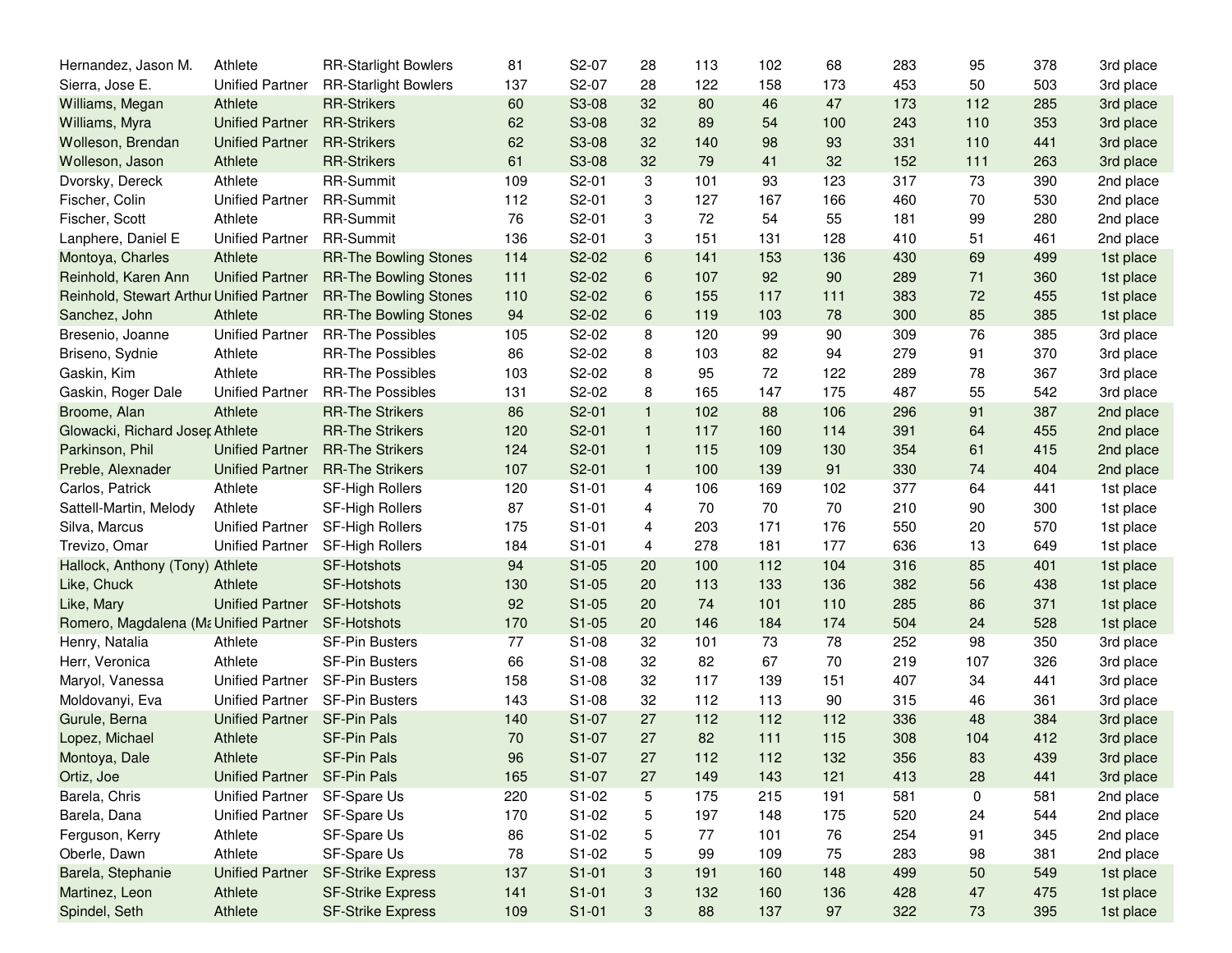| | | | | | | | | | | | | |
|---|---|---|---|---|---|---|---|---|---|---|---|---|
| Hernandez, Jason M. | Athlete | RR-Starlight Bowlers | 81 | S2-07 | 28 | 113 | 102 | 68 | 283 | 95 | 378 | 3rd place |
| Sierra, Jose E. | Unified Partner | RR-Starlight Bowlers | 137 | S2-07 | 28 | 122 | 158 | 173 | 453 | 50 | 503 | 3rd place |
| Williams, Megan | Athlete | RR-Strikers | 60 | S3-08 | 32 | 80 | 46 | 47 | 173 | 112 | 285 | 3rd place |
| Williams, Myra | Unified Partner | RR-Strikers | 62 | S3-08 | 32 | 89 | 54 | 100 | 243 | 110 | 353 | 3rd place |
| Wolleson, Brendan | Unified Partner | RR-Strikers | 62 | S3-08 | 32 | 140 | 98 | 93 | 331 | 110 | 441 | 3rd place |
| Wolleson, Jason | Athlete | RR-Strikers | 61 | S3-08 | 32 | 79 | 41 | 32 | 152 | 111 | 263 | 3rd place |
| Dvorsky, Dereck | Athlete | RR-Summit | 109 | S2-01 | 3 | 101 | 93 | 123 | 317 | 73 | 390 | 2nd place |
| Fischer, Colin | Unified Partner | RR-Summit | 112 | S2-01 | 3 | 127 | 167 | 166 | 460 | 70 | 530 | 2nd place |
| Fischer, Scott | Athlete | RR-Summit | 76 | S2-01 | 3 | 72 | 54 | 55 | 181 | 99 | 280 | 2nd place |
| Lanphere, Daniel E | Unified Partner | RR-Summit | 136 | S2-01 | 3 | 151 | 131 | 128 | 410 | 51 | 461 | 2nd place |
| Montoya, Charles | Athlete | RR-The Bowling Stones | 114 | S2-02 | 6 | 141 | 153 | 136 | 430 | 69 | 499 | 1st place |
| Reinhold, Karen Ann | Unified Partner | RR-The Bowling Stones | 111 | S2-02 | 6 | 107 | 92 | 90 | 289 | 71 | 360 | 1st place |
| Reinhold, Stewart Arthur | Unified Partner | RR-The Bowling Stones | 110 | S2-02 | 6 | 155 | 117 | 111 | 383 | 72 | 455 | 1st place |
| Sanchez, John | Athlete | RR-The Bowling Stones | 94 | S2-02 | 6 | 119 | 103 | 78 | 300 | 85 | 385 | 1st place |
| Bresenio, Joanne | Unified Partner | RR-The Possibles | 105 | S2-02 | 8 | 120 | 99 | 90 | 309 | 76 | 385 | 3rd place |
| Briseno, Sydnie | Athlete | RR-The Possibles | 86 | S2-02 | 8 | 103 | 82 | 94 | 279 | 91 | 370 | 3rd place |
| Gaskin, Kim | Athlete | RR-The Possibles | 103 | S2-02 | 8 | 95 | 72 | 122 | 289 | 78 | 367 | 3rd place |
| Gaskin, Roger Dale | Unified Partner | RR-The Possibles | 131 | S2-02 | 8 | 165 | 147 | 175 | 487 | 55 | 542 | 3rd place |
| Broome, Alan | Athlete | RR-The Strikers | 86 | S2-01 | 1 | 102 | 88 | 106 | 296 | 91 | 387 | 2nd place |
| Glowacki, Richard Josep | Athlete | RR-The Strikers | 120 | S2-01 | 1 | 117 | 160 | 114 | 391 | 64 | 455 | 2nd place |
| Parkinson, Phil | Unified Partner | RR-The Strikers | 124 | S2-01 | 1 | 115 | 109 | 130 | 354 | 61 | 415 | 2nd place |
| Preble, Alexnader | Unified Partner | RR-The Strikers | 107 | S2-01 | 1 | 100 | 139 | 91 | 330 | 74 | 404 | 2nd place |
| Carlos, Patrick | Athlete | SF-High Rollers | 120 | S1-01 | 4 | 106 | 169 | 102 | 377 | 64 | 441 | 1st place |
| Sattell-Martin, Melody | Athlete | SF-High Rollers | 87 | S1-01 | 4 | 70 | 70 | 70 | 210 | 90 | 300 | 1st place |
| Silva, Marcus | Unified Partner | SF-High Rollers | 175 | S1-01 | 4 | 203 | 171 | 176 | 550 | 20 | 570 | 1st place |
| Trevizo, Omar | Unified Partner | SF-High Rollers | 184 | S1-01 | 4 | 278 | 181 | 177 | 636 | 13 | 649 | 1st place |
| Hallock, Anthony (Tony) | Athlete | SF-Hotshots | 94 | S1-05 | 20 | 100 | 112 | 104 | 316 | 85 | 401 | 1st place |
| Like, Chuck | Athlete | SF-Hotshots | 130 | S1-05 | 20 | 113 | 133 | 136 | 382 | 56 | 438 | 1st place |
| Like, Mary | Unified Partner | SF-Hotshots | 92 | S1-05 | 20 | 74 | 101 | 110 | 285 | 86 | 371 | 1st place |
| Romero, Magdalena (Ma | Unified Partner | SF-Hotshots | 170 | S1-05 | 20 | 146 | 184 | 174 | 504 | 24 | 528 | 1st place |
| Henry, Natalia | Athlete | SF-Pin Busters | 77 | S1-08 | 32 | 101 | 73 | 78 | 252 | 98 | 350 | 3rd place |
| Herr, Veronica | Athlete | SF-Pin Busters | 66 | S1-08 | 32 | 82 | 67 | 70 | 219 | 107 | 326 | 3rd place |
| Maryol, Vanessa | Unified Partner | SF-Pin Busters | 158 | S1-08 | 32 | 117 | 139 | 151 | 407 | 34 | 441 | 3rd place |
| Moldovanyi, Eva | Unified Partner | SF-Pin Busters | 143 | S1-08 | 32 | 112 | 113 | 90 | 315 | 46 | 361 | 3rd place |
| Gurule, Berna | Unified Partner | SF-Pin Pals | 140 | S1-07 | 27 | 112 | 112 | 112 | 336 | 48 | 384 | 3rd place |
| Lopez, Michael | Athlete | SF-Pin Pals | 70 | S1-07 | 27 | 82 | 111 | 115 | 308 | 104 | 412 | 3rd place |
| Montoya, Dale | Athlete | SF-Pin Pals | 96 | S1-07 | 27 | 112 | 112 | 132 | 356 | 83 | 439 | 3rd place |
| Ortiz, Joe | Unified Partner | SF-Pin Pals | 165 | S1-07 | 27 | 149 | 143 | 121 | 413 | 28 | 441 | 3rd place |
| Barela, Chris | Unified Partner | SF-Spare Us | 220 | S1-02 | 5 | 175 | 215 | 191 | 581 | 0 | 581 | 2nd place |
| Barela, Dana | Unified Partner | SF-Spare Us | 170 | S1-02 | 5 | 197 | 148 | 175 | 520 | 24 | 544 | 2nd place |
| Ferguson, Kerry | Athlete | SF-Spare Us | 86 | S1-02 | 5 | 77 | 101 | 76 | 254 | 91 | 345 | 2nd place |
| Oberle, Dawn | Athlete | SF-Spare Us | 78 | S1-02 | 5 | 99 | 109 | 75 | 283 | 98 | 381 | 2nd place |
| Barela, Stephanie | Unified Partner | SF-Strike Express | 137 | S1-01 | 3 | 191 | 160 | 148 | 499 | 50 | 549 | 1st place |
| Martinez, Leon | Athlete | SF-Strike Express | 141 | S1-01 | 3 | 132 | 160 | 136 | 428 | 47 | 475 | 1st place |
| Spindel, Seth | Athlete | SF-Strike Express | 109 | S1-01 | 3 | 88 | 137 | 97 | 322 | 73 | 395 | 1st place |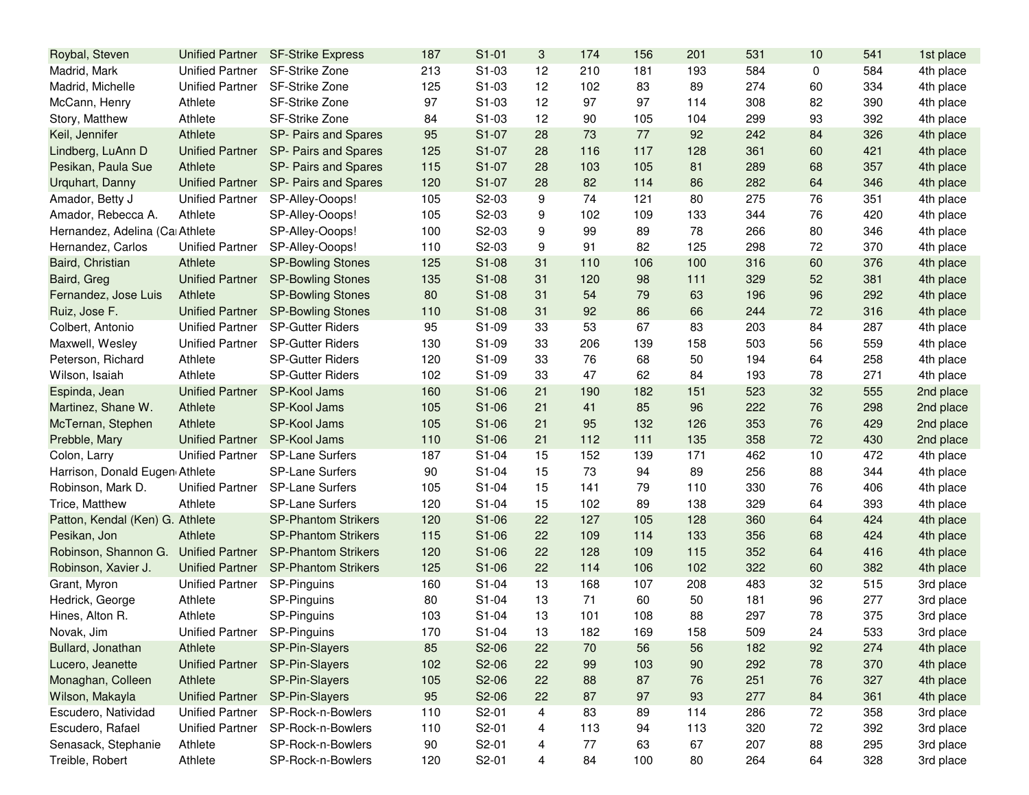| | | | | | | | | | | | | |
|---|---|---|---|---|---|---|---|---|---|---|---|---|
| Roybal, Steven | Unified Partner | SF-Strike Express | 187 | S1-01 | 3 | 174 | 156 | 201 | 531 | 10 | 541 | 1st place |
| Madrid, Mark | Unified Partner | SF-Strike Zone | 213 | S1-03 | 12 | 210 | 181 | 193 | 584 | 0 | 584 | 4th place |
| Madrid, Michelle | Unified Partner | SF-Strike Zone | 125 | S1-03 | 12 | 102 | 83 | 89 | 274 | 60 | 334 | 4th place |
| McCann, Henry | Athlete | SF-Strike Zone | 97 | S1-03 | 12 | 97 | 97 | 114 | 308 | 82 | 390 | 4th place |
| Story, Matthew | Athlete | SF-Strike Zone | 84 | S1-03 | 12 | 90 | 105 | 104 | 299 | 93 | 392 | 4th place |
| Keil, Jennifer | Athlete | SP- Pairs and Spares | 95 | S1-07 | 28 | 73 | 77 | 92 | 242 | 84 | 326 | 4th place |
| Lindberg, LuAnn D | Unified Partner | SP- Pairs and Spares | 125 | S1-07 | 28 | 116 | 117 | 128 | 361 | 60 | 421 | 4th place |
| Pesikan, Paula Sue | Athlete | SP- Pairs and Spares | 115 | S1-07 | 28 | 103 | 105 | 81 | 289 | 68 | 357 | 4th place |
| Urquhart, Danny | Unified Partner | SP- Pairs and Spares | 120 | S1-07 | 28 | 82 | 114 | 86 | 282 | 64 | 346 | 4th place |
| Amador, Betty J | Unified Partner | SP-Alley-Ooops! | 105 | S2-03 | 9 | 74 | 121 | 80 | 275 | 76 | 351 | 4th place |
| Amador, Rebecca A. | Athlete | SP-Alley-Ooops! | 105 | S2-03 | 9 | 102 | 109 | 133 | 344 | 76 | 420 | 4th place |
| Hernandez, Adelina (Ca | Athlete | SP-Alley-Ooops! | 100 | S2-03 | 9 | 99 | 89 | 78 | 266 | 80 | 346 | 4th place |
| Hernandez, Carlos | Unified Partner | SP-Alley-Ooops! | 110 | S2-03 | 9 | 91 | 82 | 125 | 298 | 72 | 370 | 4th place |
| Baird, Christian | Athlete | SP-Bowling Stones | 125 | S1-08 | 31 | 110 | 106 | 100 | 316 | 60 | 376 | 4th place |
| Baird, Greg | Unified Partner | SP-Bowling Stones | 135 | S1-08 | 31 | 120 | 98 | 111 | 329 | 52 | 381 | 4th place |
| Fernandez, Jose Luis | Athlete | SP-Bowling Stones | 80 | S1-08 | 31 | 54 | 79 | 63 | 196 | 96 | 292 | 4th place |
| Ruiz, Jose F. | Unified Partner | SP-Bowling Stones | 110 | S1-08 | 31 | 92 | 86 | 66 | 244 | 72 | 316 | 4th place |
| Colbert, Antonio | Unified Partner | SP-Gutter Riders | 95 | S1-09 | 33 | 53 | 67 | 83 | 203 | 84 | 287 | 4th place |
| Maxwell, Wesley | Unified Partner | SP-Gutter Riders | 130 | S1-09 | 33 | 206 | 139 | 158 | 503 | 56 | 559 | 4th place |
| Peterson, Richard | Athlete | SP-Gutter Riders | 120 | S1-09 | 33 | 76 | 68 | 50 | 194 | 64 | 258 | 4th place |
| Wilson, Isaiah | Athlete | SP-Gutter Riders | 102 | S1-09 | 33 | 47 | 62 | 84 | 193 | 78 | 271 | 4th place |
| Espinda, Jean | Unified Partner | SP-Kool Jams | 160 | S1-06 | 21 | 190 | 182 | 151 | 523 | 32 | 555 | 2nd place |
| Martinez, Shane W. | Athlete | SP-Kool Jams | 105 | S1-06 | 21 | 41 | 85 | 96 | 222 | 76 | 298 | 2nd place |
| McTernan, Stephen | Athlete | SP-Kool Jams | 105 | S1-06 | 21 | 95 | 132 | 126 | 353 | 76 | 429 | 2nd place |
| Prebble, Mary | Unified Partner | SP-Kool Jams | 110 | S1-06 | 21 | 112 | 111 | 135 | 358 | 72 | 430 | 2nd place |
| Colon, Larry | Unified Partner | SP-Lane Surfers | 187 | S1-04 | 15 | 152 | 139 | 171 | 462 | 10 | 472 | 4th place |
| Harrison, Donald Eugen | Athlete | SP-Lane Surfers | 90 | S1-04 | 15 | 73 | 94 | 89 | 256 | 88 | 344 | 4th place |
| Robinson, Mark D. | Unified Partner | SP-Lane Surfers | 105 | S1-04 | 15 | 141 | 79 | 110 | 330 | 76 | 406 | 4th place |
| Trice, Matthew | Athlete | SP-Lane Surfers | 120 | S1-04 | 15 | 102 | 89 | 138 | 329 | 64 | 393 | 4th place |
| Patton, Kendal (Ken) G. | Athlete | SP-Phantom Strikers | 120 | S1-06 | 22 | 127 | 105 | 128 | 360 | 64 | 424 | 4th place |
| Pesikan, Jon | Athlete | SP-Phantom Strikers | 115 | S1-06 | 22 | 109 | 114 | 133 | 356 | 68 | 424 | 4th place |
| Robinson, Shannon G. | Unified Partner | SP-Phantom Strikers | 120 | S1-06 | 22 | 128 | 109 | 115 | 352 | 64 | 416 | 4th place |
| Robinson, Xavier J. | Unified Partner | SP-Phantom Strikers | 125 | S1-06 | 22 | 114 | 106 | 102 | 322 | 60 | 382 | 4th place |
| Grant, Myron | Unified Partner | SP-Pinguins | 160 | S1-04 | 13 | 168 | 107 | 208 | 483 | 32 | 515 | 3rd place |
| Hedrick, George | Athlete | SP-Pinguins | 80 | S1-04 | 13 | 71 | 60 | 50 | 181 | 96 | 277 | 3rd place |
| Hines, Alton R. | Athlete | SP-Pinguins | 103 | S1-04 | 13 | 101 | 108 | 88 | 297 | 78 | 375 | 3rd place |
| Novak, Jim | Unified Partner | SP-Pinguins | 170 | S1-04 | 13 | 182 | 169 | 158 | 509 | 24 | 533 | 3rd place |
| Bullard, Jonathan | Athlete | SP-Pin-Slayers | 85 | S2-06 | 22 | 70 | 56 | 56 | 182 | 92 | 274 | 4th place |
| Lucero, Jeanette | Unified Partner | SP-Pin-Slayers | 102 | S2-06 | 22 | 99 | 103 | 90 | 292 | 78 | 370 | 4th place |
| Monaghan, Colleen | Athlete | SP-Pin-Slayers | 105 | S2-06 | 22 | 88 | 87 | 76 | 251 | 76 | 327 | 4th place |
| Wilson, Makayla | Unified Partner | SP-Pin-Slayers | 95 | S2-06 | 22 | 87 | 97 | 93 | 277 | 84 | 361 | 4th place |
| Escudero, Natividad | Unified Partner | SP-Rock-n-Bowlers | 110 | S2-01 | 4 | 83 | 89 | 114 | 286 | 72 | 358 | 3rd place |
| Escudero, Rafael | Unified Partner | SP-Rock-n-Bowlers | 110 | S2-01 | 4 | 113 | 94 | 113 | 320 | 72 | 392 | 3rd place |
| Senasack, Stephanie | Athlete | SP-Rock-n-Bowlers | 90 | S2-01 | 4 | 77 | 63 | 67 | 207 | 88 | 295 | 3rd place |
| Treible, Robert | Athlete | SP-Rock-n-Bowlers | 120 | S2-01 | 4 | 84 | 100 | 80 | 264 | 64 | 328 | 3rd place |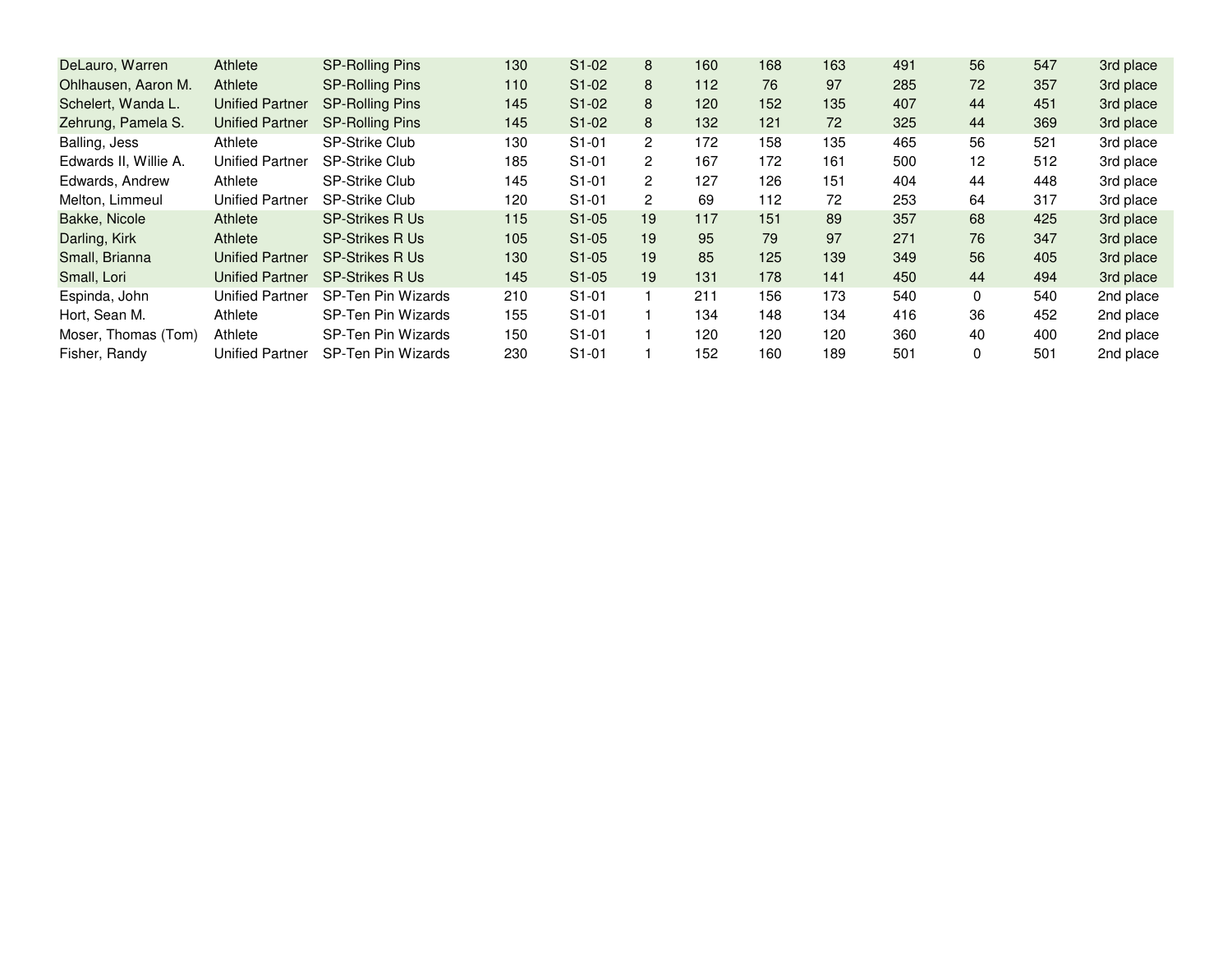| | | | | | | | | | | | | |
|---|---|---|---|---|---|---|---|---|---|---|---|---|
| DeLauro, Warren | Athlete | SP-Rolling Pins | 130 | S1-02 | 8 | 160 | 168 | 163 | 491 | 56 | 547 | 3rd place |
| Ohlhausen, Aaron M. | Athlete | SP-Rolling Pins | 110 | S1-02 | 8 | 112 | 76 | 97 | 285 | 72 | 357 | 3rd place |
| Schelert, Wanda L. | Unified Partner | SP-Rolling Pins | 145 | S1-02 | 8 | 120 | 152 | 135 | 407 | 44 | 451 | 3rd place |
| Zehrung, Pamela S. | Unified Partner | SP-Rolling Pins | 145 | S1-02 | 8 | 132 | 121 | 72 | 325 | 44 | 369 | 3rd place |
| Balling, Jess | Athlete | SP-Strike Club | 130 | S1-01 | 2 | 172 | 158 | 135 | 465 | 56 | 521 | 3rd place |
| Edwards II, Willie A. | Unified Partner | SP-Strike Club | 185 | S1-01 | 2 | 167 | 172 | 161 | 500 | 12 | 512 | 3rd place |
| Edwards, Andrew | Athlete | SP-Strike Club | 145 | S1-01 | 2 | 127 | 126 | 151 | 404 | 44 | 448 | 3rd place |
| Melton, Limmeul | Unified Partner | SP-Strike Club | 120 | S1-01 | 2 | 69 | 112 | 72 | 253 | 64 | 317 | 3rd place |
| Bakke, Nicole | Athlete | SP-Strikes R Us | 115 | S1-05 | 19 | 117 | 151 | 89 | 357 | 68 | 425 | 3rd place |
| Darling, Kirk | Athlete | SP-Strikes R Us | 105 | S1-05 | 19 | 95 | 79 | 97 | 271 | 76 | 347 | 3rd place |
| Small, Brianna | Unified Partner | SP-Strikes R Us | 130 | S1-05 | 19 | 85 | 125 | 139 | 349 | 56 | 405 | 3rd place |
| Small, Lori | Unified Partner | SP-Strikes R Us | 145 | S1-05 | 19 | 131 | 178 | 141 | 450 | 44 | 494 | 3rd place |
| Espinda, John | Unified Partner | SP-Ten Pin Wizards | 210 | S1-01 | 1 | 211 | 156 | 173 | 540 | 0 | 540 | 2nd place |
| Hort, Sean M. | Athlete | SP-Ten Pin Wizards | 155 | S1-01 | 1 | 134 | 148 | 134 | 416 | 36 | 452 | 2nd place |
| Moser, Thomas (Tom) | Athlete | SP-Ten Pin Wizards | 150 | S1-01 | 1 | 120 | 120 | 120 | 360 | 40 | 400 | 2nd place |
| Fisher, Randy | Unified Partner | SP-Ten Pin Wizards | 230 | S1-01 | 1 | 152 | 160 | 189 | 501 | 0 | 501 | 2nd place |